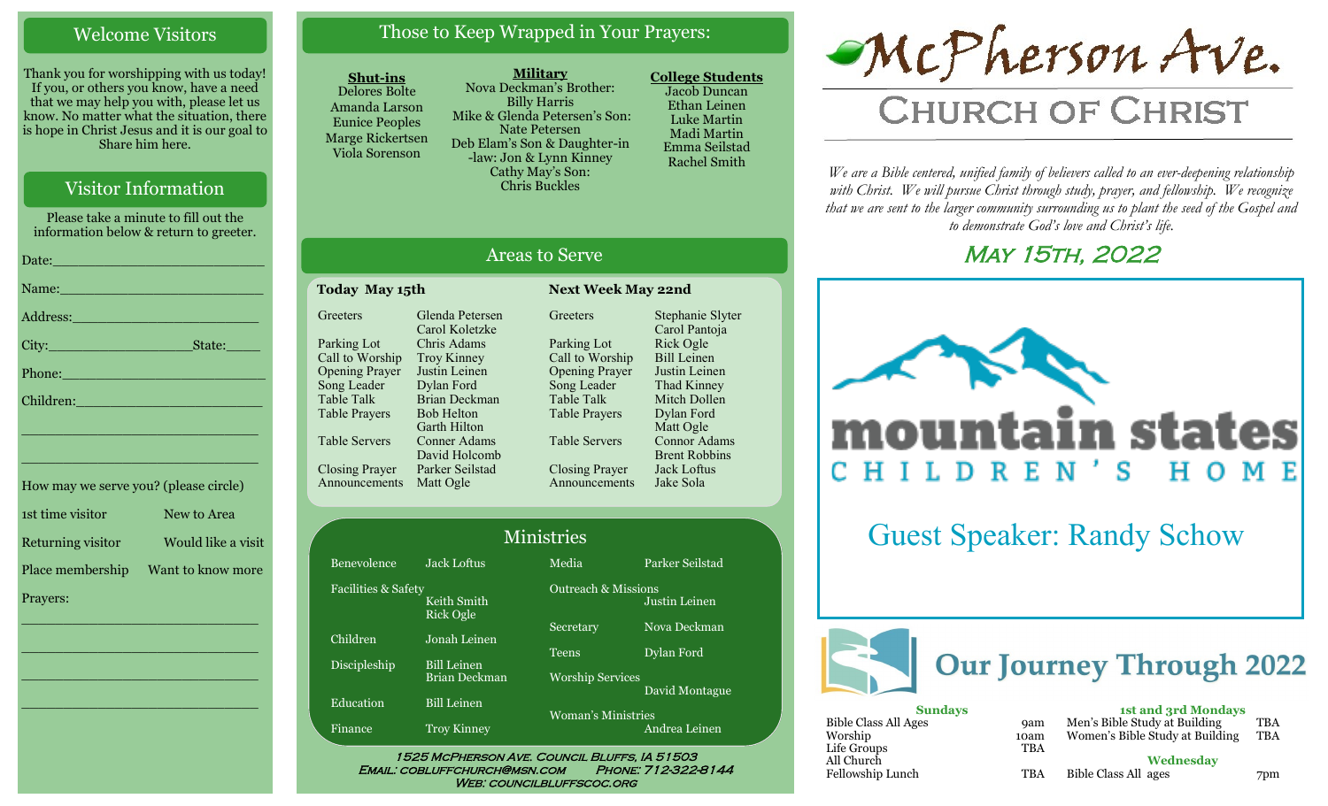## Welcome Visitors

Thank you for worshipping with us today! If you, or others you know, have a need that we may help you with, please let us know. No matter what the situation, there is hope in Christ Jesus and it is our goal to Share him here.

## Visitor Information

Please take a minute to fill out the information below & return to greeter.

Date:_______________________

Name:_______________________

Address:_____________________

City:_________________State:_____

Phone:______________________

Children:_____________________

_____________________________

_____________________________

How may we serve you? (please circle)

1st time visitor — New to Area

Returning visitor — Would like a visit

Place membership — Want to know more

Prayers:

_____________________________

_____________________________

_____________________________

_____________________________

## Those to Keep Wrapped in Your Prayers:

**Shut-ins**
Delores Bolte
Amanda Larson
Eunice Peoples
Marge Rickertsen
Viola Sorenson

**Military**
Nova Deckman's Brother: Billy Harris
Mike & Glenda Petersen's Son: Nate Petersen
Deb Elam's Son & Daughter-in-law: Jon & Lynn Kinney
Cathy May's Son: Chris Buckles

**College Students**
Jacob Duncan
Ethan Leinen
Luke Martin
Madi Martin
Emma Seilstad
Rachel Smith

## Areas to Serve

| Today May 15th | | Next Week May 22nd | |
|---|---|---|---|
| Greeters | Glenda Petersen, Carol Koletzke | Greeters | Stephanie Slyter, Carol Pantoja |
| Parking Lot | Chris Adams | Parking Lot | Rick Ogle |
| Call to Worship | Troy Kinney | Call to Worship | Bill Leinen |
| Opening Prayer | Justin Leinen | Opening Prayer | Justin Leinen |
| Song Leader | Dylan Ford | Song Leader | Thad Kinney |
| Table Talk | Brian Deckman | Table Talk | Mitch Dollen |
| Table Prayers | Bob Helton, Garth Hilton | Table Prayers | Dylan Ford, Matt Ogle |
| Table Servers | Conner Adams, David Holcomb | Table Servers | Connor Adams, Brent Robbins |
| Closing Prayer | Parker Seilstad | Closing Prayer | Jack Loftus |
| Announcements | Matt Ogle | Announcements | Jake Sola |

## Ministries

| | | | |
|---|---|---|---|
| Benevolence | Jack Loftus | Media | Parker Seilstad |
| Facilities & Safety | Keith Smith, Rick Ogle | Outreach & Missions | Justin Leinen |
| Children | Jonah Leinen | Secretary | Nova Deckman |
| Discipleship | Bill Leinen, Brian Deckman | Teens | Dylan Ford |
| Education | Bill Leinen | Worship Services | David Montague |
| Finance | Troy Kinney | Woman's Ministries | Andrea Leinen |

1525 McPherson Ave. Council Bluffs, IA 51503
Email: cobluffchurch@msn.com Phone: 712-322-8144
Web: councilbluffscoc.org

# McPherson Ave. Church of Christ

*We are a Bible centered, unified family of believers called to an ever-deepening relationship with Christ. We will pursue Christ through study, prayer, and fellowship. We recognize that we are sent to the larger community surrounding us to plant the seed of the Gospel and to demonstrate God's love and Christ's life.*

## May 15th, 2022

mountain states CHILDREN'S HOME

Guest Speaker: Randy Schow

## Our Journey Through 2022

**Sundays**

| | |
|---|---|
| Bible Class All Ages | 9am |
| Worship | 10am |
| Life Groups | TBA |
| All Church Fellowship Lunch | TBA |

**1st and 3rd Mondays**

| | |
|---|---|
| Men's Bible Study at Building | TBA |
| Women's Bible Study at Building | TBA |

**Wednesday**

| | |
|---|---|
| Bible Class All ages | 7pm |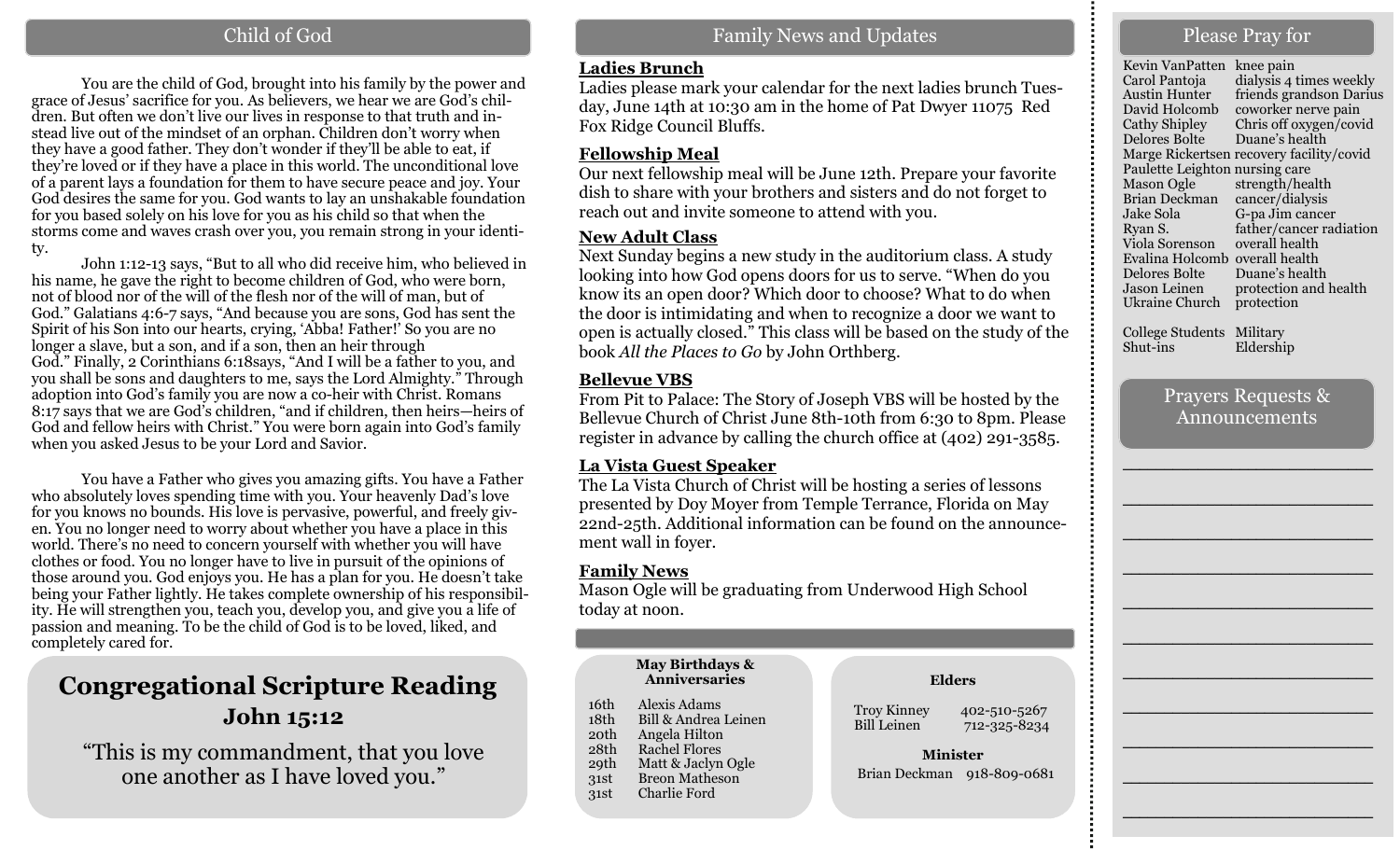## Child of God

You are the child of God, brought into his family by the power and grace of Jesus' sacrifice for you. As believers, we hear we are God's children. But often we don't live our lives in response to that truth and instead live out of the mindset of an orphan. Children don't worry when they have a good father. They don't wonder if they'll be able to eat, if they're loved or if they have a place in this world. The unconditional love of a parent lays a foundation for them to have secure peace and joy. Your God desires the same for you. God wants to lay an unshakable foundation for you based solely on his love for you as his child so that when the storms come and waves crash over you, you remain strong in your identity.

John 1:12-13 says, "But to all who did receive him, who believed in his name, he gave the right to become children of God, who were born, not of blood nor of the will of the flesh nor of the will of man, but of God." Galatians 4:6-7 says, "And because you are sons, God has sent the Spirit of his Son into our hearts, crying, 'Abba! Father!' So you are no longer a slave, but a son, and if a son, then an heir through God." Finally, 2 Corinthians 6:18says, "And I will be a father to you, and you shall be sons and daughters to me, says the Lord Almighty." Through adoption into God's family you are now a co-heir with Christ. Romans 8:17 says that we are God's children, "and if children, then heirs—heirs of God and fellow heirs with Christ." You were born again into God's family when you asked Jesus to be your Lord and Savior.

You have a Father who gives you amazing gifts. You have a Father who absolutely loves spending time with you. Your heavenly Dad's love for you knows no bounds. His love is pervasive, powerful, and freely given. You no longer need to worry about whether you have a place in this world. There's no need to concern yourself with whether you will have clothes or food. You no longer have to live in pursuit of the opinions of those around you. God enjoys you. He has a plan for you. He doesn't take being your Father lightly. He takes complete ownership of his responsibility. He will strengthen you, teach you, develop you, and give you a life of passion and meaning. To be the child of God is to be loved, liked, and completely cared for.

## Congregational Scripture Reading
### John 15:12

"This is my commandment, that you love one another as I have loved you."

## Family News and Updates

**Ladies Brunch**

Ladies please mark your calendar for the next ladies brunch Tuesday, June 14th at 10:30 am in the home of Pat Dwyer 11075 Red Fox Ridge Council Bluffs.

**Fellowship Meal**

Our next fellowship meal will be June 12th. Prepare your favorite dish to share with your brothers and sisters and do not forget to reach out and invite someone to attend with you.

**New Adult Class**

Next Sunday begins a new study in the auditorium class. A study looking into how God opens doors for us to serve. "When do you know its an open door? Which door to choose? What to do when the door is intimidating and when to recognize a door we want to open is actually closed." This class will be based on the study of the book *All the Places to Go* by John Orthberg.

**Bellevue VBS**

From Pit to Palace: The Story of Joseph VBS will be hosted by the Bellevue Church of Christ June 8th-10th from 6:30 to 8pm. Please register in advance by calling the church office at (402) 291-3585.

**La Vista Guest Speaker**

The La Vista Church of Christ will be hosting a series of lessons presented by Doy Moyer from Temple Terrance, Florida on May 22nd-25th. Additional information can be found on the announcement wall in foyer.

**Family News**

Mason Ogle will be graduating from Underwood High School today at noon.

### May Birthdays & Anniversaries

| | |
|---|---|
| 16th | Alexis Adams |
| 18th | Bill & Andrea Leinen |
| 20th | Angela Hilton |
| 28th | Rachel Flores |
| 29th | Matt & Jaclyn Ogle |
| 31st | Breon Matheson |
| 31st | Charlie Ford |

### Elders

Troy Kinney 402-510-5267
Bill Leinen 712-325-8234

### Minister

Brian Deckman 918-809-0681

## Please Pray for

| | |
|---|---|
| Kevin VanPatten | knee pain |
| Carol Pantoja | dialysis 4 times weekly |
| Austin Hunter | friends grandson Darius |
| David Holcomb | coworker nerve pain |
| Cathy Shipley | Chris off oxygen/covid |
| Delores Bolte | Duane's health |
| Marge Rickertsen | recovery facility/covid |
| Paulette Leighton | nursing care |
| Mason Ogle | strength/health |
| Brian Deckman | cancer/dialysis |
| Jake Sola | G-pa Jim cancer |
| Ryan S. | father/cancer radiation |
| Viola Sorenson | overall health |
| Evalina Holcomb | overall health |
| Delores Bolte | Duane's health |
| Jason Leinen | protection and health |
| Ukraine Church | protection |
| College Students | Military |
| Shut-ins | Eldership |

## Prayers Requests & Announcements

\_\_\_\_\_\_\_\_\_\_\_\_\_\_\_\_\_\_\_\_\_\_\_\_

\_\_\_\_\_\_\_\_\_\_\_\_\_\_\_\_\_\_\_\_\_\_\_\_

\_\_\_\_\_\_\_\_\_\_\_\_\_\_\_\_\_\_\_\_\_\_\_\_

\_\_\_\_\_\_\_\_\_\_\_\_\_\_\_\_\_\_\_\_\_\_\_\_

\_\_\_\_\_\_\_\_\_\_\_\_\_\_\_\_\_\_\_\_\_\_\_\_

\_\_\_\_\_\_\_\_\_\_\_\_\_\_\_\_\_\_\_\_\_\_\_\_

\_\_\_\_\_\_\_\_\_\_\_\_\_\_\_\_\_\_\_\_\_\_\_\_

\_\_\_\_\_\_\_\_\_\_\_\_\_\_\_\_\_\_\_\_\_\_\_\_

\_\_\_\_\_\_\_\_\_\_\_\_\_\_\_\_\_\_\_\_\_\_\_\_

\_\_\_\_\_\_\_\_\_\_\_\_\_\_\_\_\_\_\_\_\_\_\_\_

\_\_\_\_\_\_\_\_\_\_\_\_\_\_\_\_\_\_\_\_\_\_\_\_